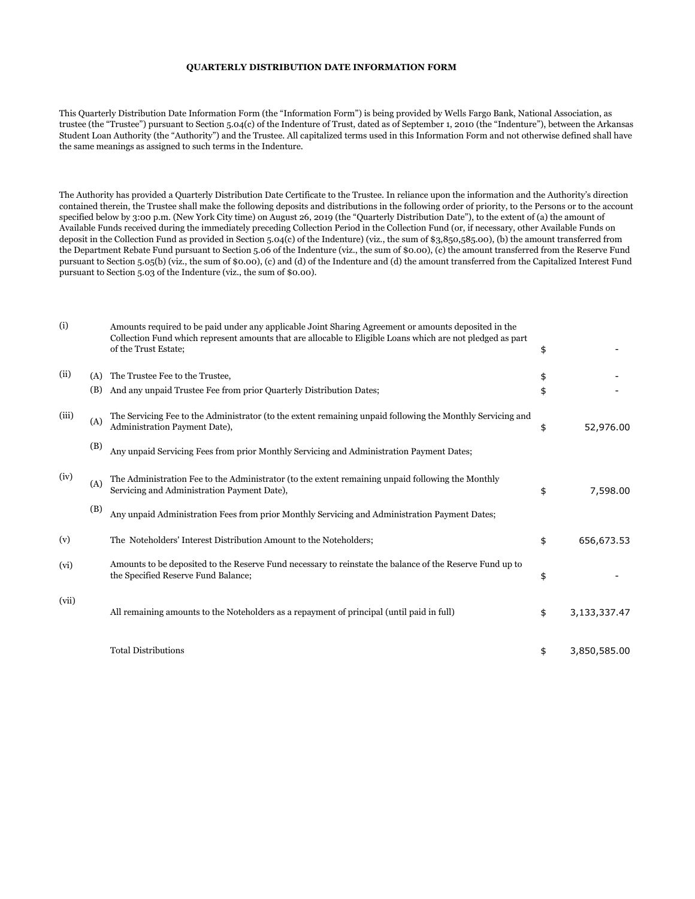# QUARTERLY DISTRIBUTION DATE INFORMATION FORM

This Quarterly Distribution Date Information Form (the "Information Form") is being provided by Wells Fargo Bank, National Association, as trustee (the "Trustee") pursuant to Section 5.04(c) of the Indenture of Trust, dated as of September 1, 2010 (the "Indenture"), between the Arkansas Student Loan Authority (the "Authority") and the Trustee. All capitalized terms used in this Information Form and not otherwise defined shall have the same meanings as assigned to such terms in the Indenture.

The Authority has provided a Quarterly Distribution Date Certificate to the Trustee. In reliance upon the information and the Authority's direction contained therein, the Trustee shall make the following deposits and distributions in the following order of priority, to the Persons or to the account specified below by 3:00 p.m. (New York City time) on August 26, 2019 (the "Quarterly Distribution Date"), to the extent of (a) the amount of Available Funds received during the immediately preceding Collection Period in the Collection Fund (or, if necessary, other Available Funds on deposit in the Collection Fund as provided in Section 5.04(c) of the Indenture) (viz., the sum of $3,850,585.00), (b) the amount transferred from the Department Rebate Fund pursuant to Section 5.06 of the Indenture (viz., the sum of $0.00), (c) the amount transferred from the Reserve Fund pursuant to Section 5.05(b) (viz., the sum of $0.00), (c) and (d) of the Indenture and (d) the amount transferred from the Capitalized Interest Fund pursuant to Section 5.03 of the Indenture (viz., the sum of $0.00).

| | | | | |
|---|---|---|---|---|
| (i) | | Amounts required to be paid under any applicable Joint Sharing Agreement or amounts deposited in the Collection Fund which represent amounts that are allocable to Eligible Loans which are not pledged as part of the Trust Estate; | $ | - |
| (ii) | (A) | The Trustee Fee to the Trustee, | $ | - |
| | (B) | And any unpaid Trustee Fee from prior Quarterly Distribution Dates; | $ | - |
| (iii) | (A) | The Servicing Fee to the Administrator (to the extent remaining unpaid following the Monthly Servicing and Administration Payment Date), | $ | 52,976.00 |
| | (B) | Any unpaid Servicing Fees from prior Monthly Servicing and Administration Payment Dates; | | |
| (iv) | (A) | The Administration Fee to the Administrator (to the extent remaining unpaid following the Monthly Servicing and Administration Payment Date), | $ | 7,598.00 |
| | (B) | Any unpaid Administration Fees from prior Monthly Servicing and Administration Payment Dates; | | |
| (v) | | The Noteholders' Interest Distribution Amount to the Noteholders; | $ | 656,673.53 |
| (vi) | | Amounts to be deposited to the Reserve Fund necessary to reinstate the balance of the Reserve Fund up to the Specified Reserve Fund Balance; | $ | - |
| (vii) | | All remaining amounts to the Noteholders as a repayment of principal (until paid in full) | $ | 3,133,337.47 |
| | | Total Distributions | $ | 3,850,585.00 |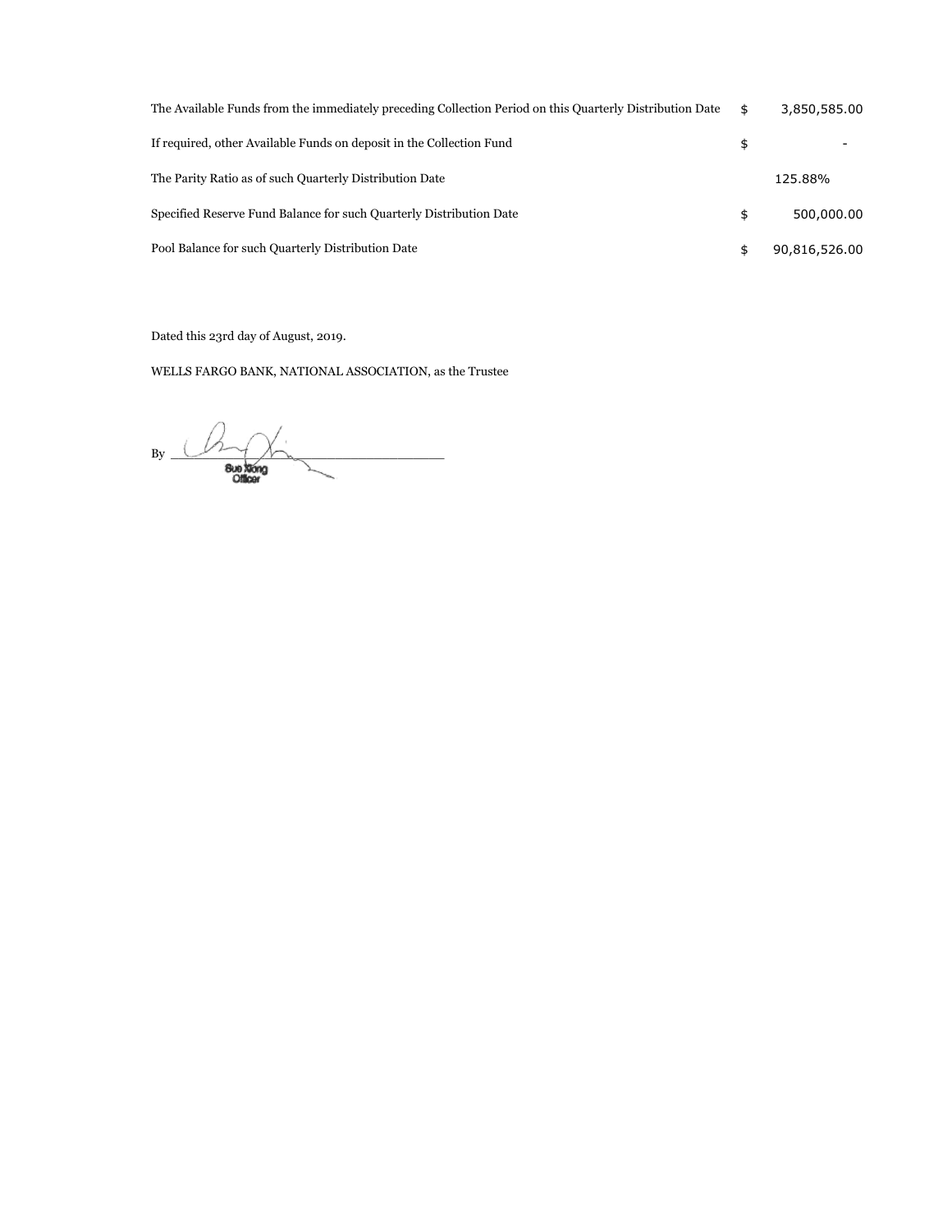| | | |
|---|---|---|
| The Available Funds from the immediately preceding Collection Period on this Quarterly Distribution Date | $ | 3,850,585.00 |
| If required, other Available Funds on deposit in the Collection Fund | $ | - |
| The Parity Ratio as of such Quarterly Distribution Date | | 125.88% |
| Specified Reserve Fund Balance for such Quarterly Distribution Date | $ | 500,000.00 |
| Pool Balance for such Quarterly Distribution Date | $ | 90,816,526.00 |

Dated this 23rd day of August, 2019.

WELLS FARGO BANK, NATIONAL ASSOCIATION, as the Trustee

By ______________________________

Sue Xiong
Officer